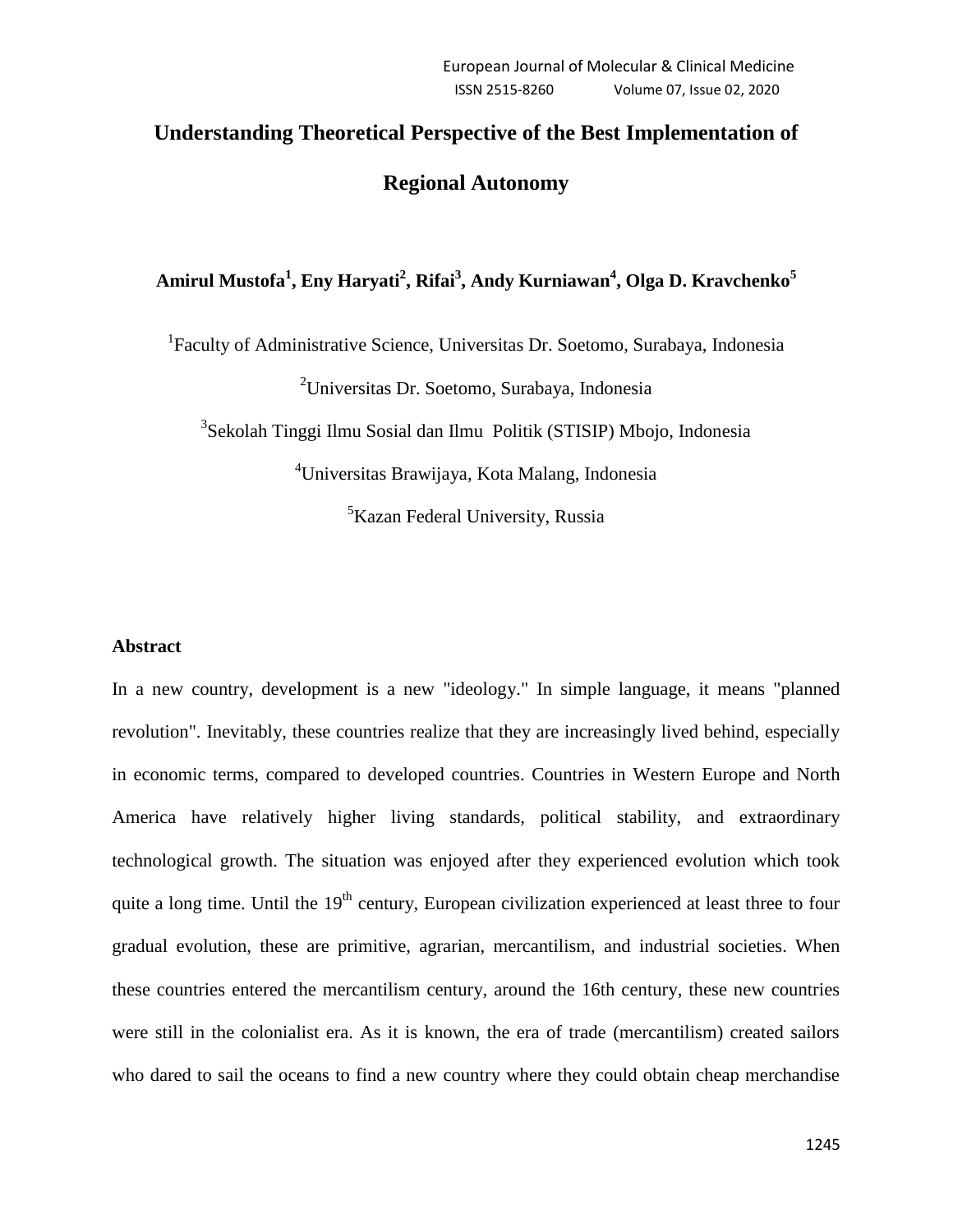# Understanding Theoretical Perspective of the Best Implementation of Regional Autonomy

**Amirul Mustofa[1], Eny Haryati[2], Rifai[3], Andy Kurniawan[4], Olga D. Kravchenko[5]**

[1]Faculty of Administrative Science, Universitas Dr. Soetomo, Surabaya, Indonesia

[2]Universitas Dr. Soetomo, Surabaya, Indonesia

[3]Sekolah Tinggi Ilmu Sosial dan Ilmu Politik (STISIP) Mbojo, Indonesia

[4]Universitas Brawijaya, Kota Malang, Indonesia

[5]Kazan Federal University, Russia

## Abstract

In a new country, development is a new "ideology." In simple language, it means "planned revolution". Inevitably, these countries realize that they are increasingly lived behind, especially in economic terms, compared to developed countries. Countries in Western Europe and North America have relatively higher living standards, political stability, and extraordinary technological growth. The situation was enjoyed after they experienced evolution which took quite a long time. Until the 19th century, European civilization experienced at least three to four gradual evolution, these are primitive, agrarian, mercantilism, and industrial societies. When these countries entered the mercantilism century, around the 16th century, these new countries were still in the colonialist era. As it is known, the era of trade (mercantilism) created sailors who dared to sail the oceans to find a new country where they could obtain cheap merchandise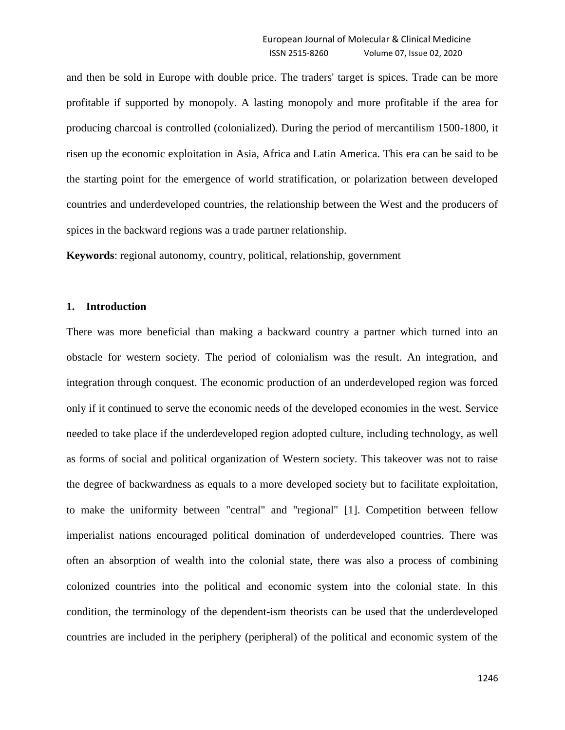and then be sold in Europe with double price. The traders' target is spices. Trade can be more profitable if supported by monopoly. A lasting monopoly and more profitable if the area for producing charcoal is controlled (colonialized). During the period of mercantilism 1500-1800, it risen up the economic exploitation in Asia, Africa and Latin America. This era can be said to be the starting point for the emergence of world stratification, or polarization between developed countries and underdeveloped countries, the relationship between the West and the producers of spices in the backward regions was a trade partner relationship.

**Keywords**: regional autonomy, country, political, relationship, government

## 1. Introduction

There was more beneficial than making a backward country a partner which turned into an obstacle for western society. The period of colonialism was the result. An integration, and integration through conquest. The economic production of an underdeveloped region was forced only if it continued to serve the economic needs of the developed economies in the west. Service needed to take place if the underdeveloped region adopted culture, including technology, as well as forms of social and political organization of Western society. This takeover was not to raise the degree of backwardness as equals to a more developed society but to facilitate exploitation, to make the uniformity between "central" and "regional" [1]. Competition between fellow imperialist nations encouraged political domination of underdeveloped countries. There was often an absorption of wealth into the colonial state, there was also a process of combining colonized countries into the political and economic system into the colonial state. In this condition, the terminology of the dependent-ism theorists can be used that the underdeveloped countries are included in the periphery (peripheral) of the political and economic system of the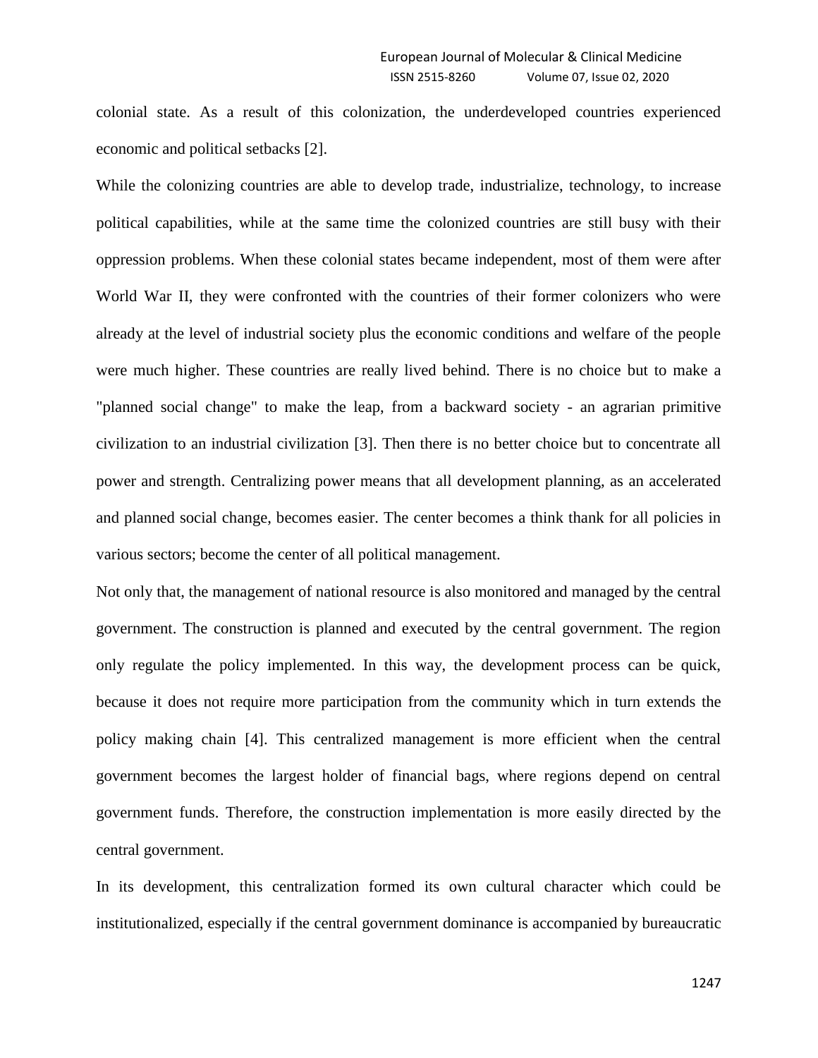colonial state. As a result of this colonization, the underdeveloped countries experienced economic and political setbacks [2].

While the colonizing countries are able to develop trade, industrialize, technology, to increase political capabilities, while at the same time the colonized countries are still busy with their oppression problems. When these colonial states became independent, most of them were after World War II, they were confronted with the countries of their former colonizers who were already at the level of industrial society plus the economic conditions and welfare of the people were much higher. These countries are really lived behind. There is no choice but to make a "planned social change" to make the leap, from a backward society - an agrarian primitive civilization to an industrial civilization [3]. Then there is no better choice but to concentrate all power and strength. Centralizing power means that all development planning, as an accelerated and planned social change, becomes easier. The center becomes a think thank for all policies in various sectors; become the center of all political management.

Not only that, the management of national resource is also monitored and managed by the central government. The construction is planned and executed by the central government. The region only regulate the policy implemented. In this way, the development process can be quick, because it does not require more participation from the community which in turn extends the policy making chain [4]. This centralized management is more efficient when the central government becomes the largest holder of financial bags, where regions depend on central government funds. Therefore, the construction implementation is more easily directed by the central government.

In its development, this centralization formed its own cultural character which could be institutionalized, especially if the central government dominance is accompanied by bureaucratic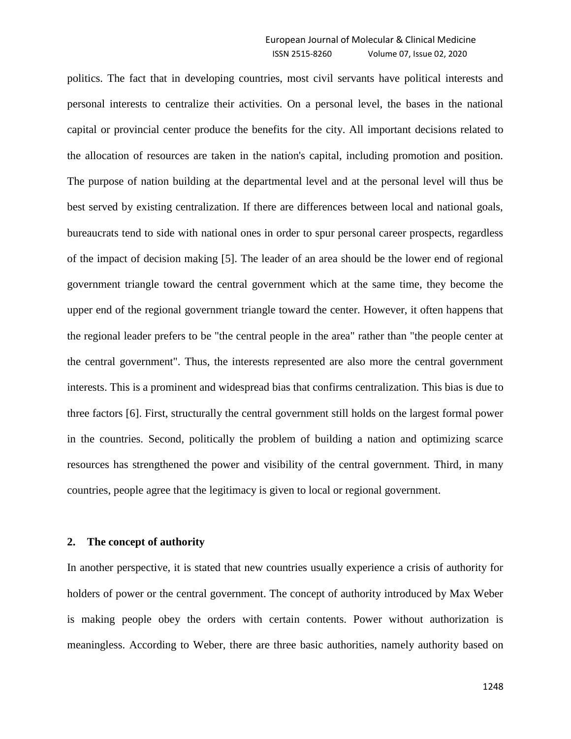politics. The fact that in developing countries, most civil servants have political interests and personal interests to centralize their activities. On a personal level, the bases in the national capital or provincial center produce the benefits for the city. All important decisions related to the allocation of resources are taken in the nation's capital, including promotion and position. The purpose of nation building at the departmental level and at the personal level will thus be best served by existing centralization. If there are differences between local and national goals, bureaucrats tend to side with national ones in order to spur personal career prospects, regardless of the impact of decision making [5]. The leader of an area should be the lower end of regional government triangle toward the central government which at the same time, they become the upper end of the regional government triangle toward the center. However, it often happens that the regional leader prefers to be "the central people in the area" rather than "the people center at the central government". Thus, the interests represented are also more the central government interests. This is a prominent and widespread bias that confirms centralization. This bias is due to three factors [6]. First, structurally the central government still holds on the largest formal power in the countries. Second, politically the problem of building a nation and optimizing scarce resources has strengthened the power and visibility of the central government. Third, in many countries, people agree that the legitimacy is given to local or regional government.

## 2. The concept of authority

In another perspective, it is stated that new countries usually experience a crisis of authority for holders of power or the central government. The concept of authority introduced by Max Weber is making people obey the orders with certain contents. Power without authorization is meaningless. According to Weber, there are three basic authorities, namely authority based on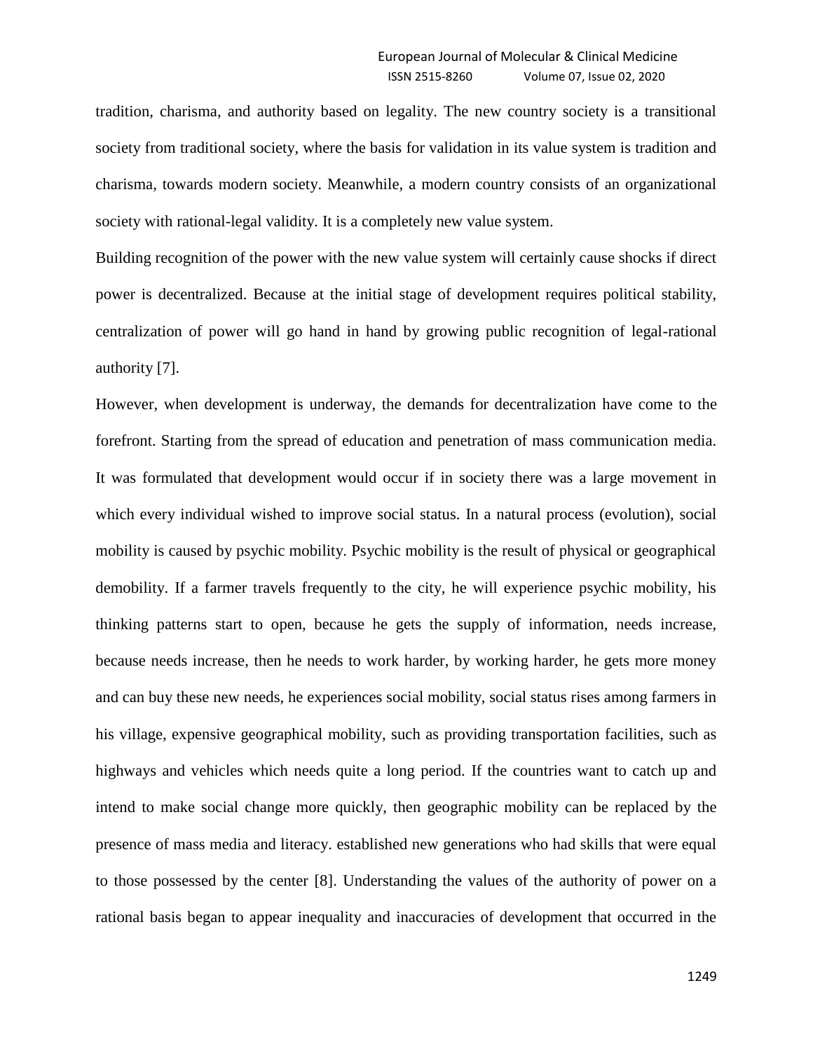tradition, charisma, and authority based on legality. The new country society is a transitional society from traditional society, where the basis for validation in its value system is tradition and charisma, towards modern society. Meanwhile, a modern country consists of an organizational society with rational-legal validity. It is a completely new value system.

Building recognition of the power with the new value system will certainly cause shocks if direct power is decentralized. Because at the initial stage of development requires political stability, centralization of power will go hand in hand by growing public recognition of legal-rational authority [7].

However, when development is underway, the demands for decentralization have come to the forefront. Starting from the spread of education and penetration of mass communication media. It was formulated that development would occur if in society there was a large movement in which every individual wished to improve social status. In a natural process (evolution), social mobility is caused by psychic mobility. Psychic mobility is the result of physical or geographical demobility. If a farmer travels frequently to the city, he will experience psychic mobility, his thinking patterns start to open, because he gets the supply of information, needs increase, because needs increase, then he needs to work harder, by working harder, he gets more money and can buy these new needs, he experiences social mobility, social status rises among farmers in his village, expensive geographical mobility, such as providing transportation facilities, such as highways and vehicles which needs quite a long period. If the countries want to catch up and intend to make social change more quickly, then geographic mobility can be replaced by the presence of mass media and literacy. established new generations who had skills that were equal to those possessed by the center [8]. Understanding the values of the authority of power on a rational basis began to appear inequality and inaccuracies of development that occurred in the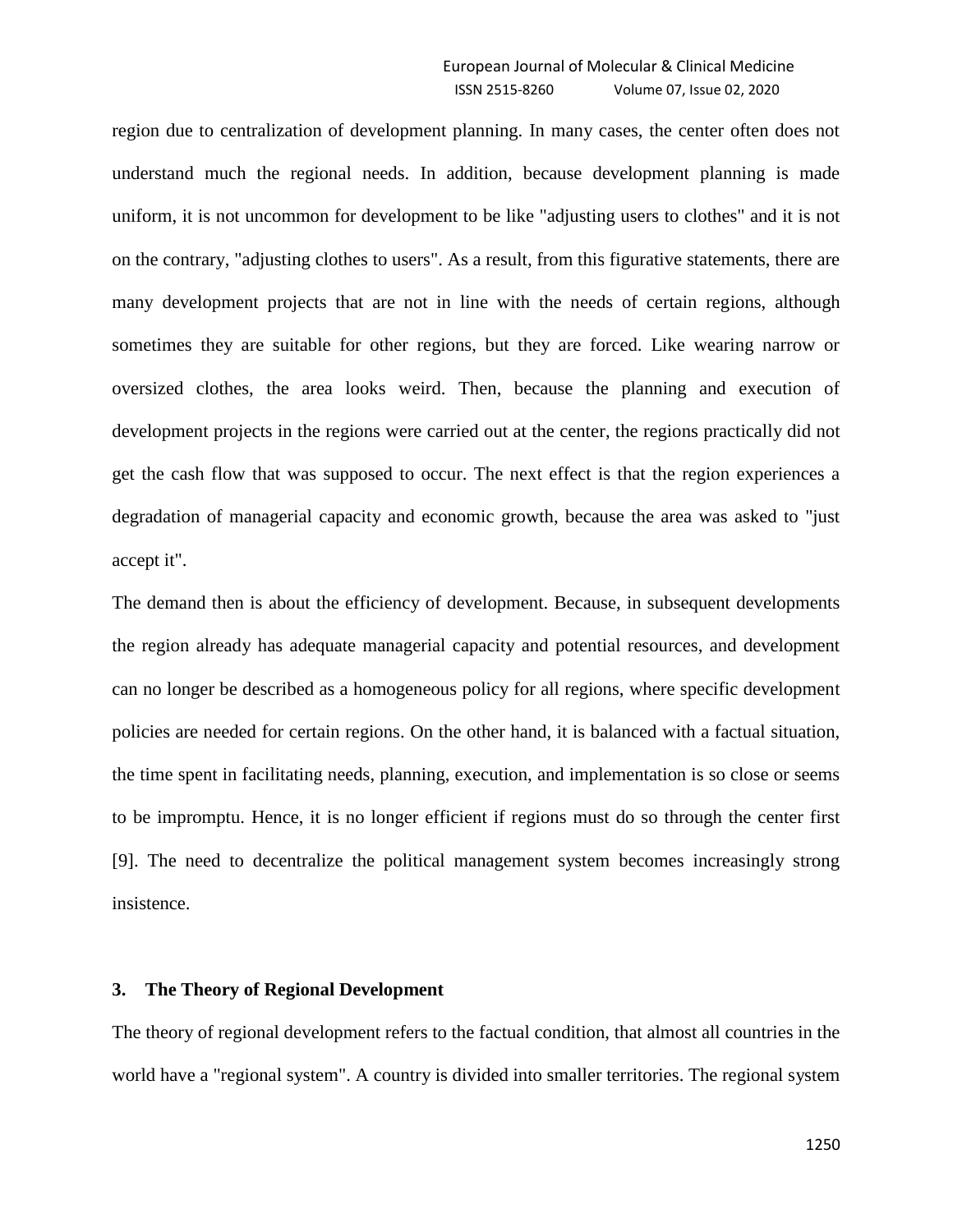region due to centralization of development planning. In many cases, the center often does not understand much the regional needs. In addition, because development planning is made uniform, it is not uncommon for development to be like "adjusting users to clothes" and it is not on the contrary, "adjusting clothes to users". As a result, from this figurative statements, there are many development projects that are not in line with the needs of certain regions, although sometimes they are suitable for other regions, but they are forced. Like wearing narrow or oversized clothes, the area looks weird. Then, because the planning and execution of development projects in the regions were carried out at the center, the regions practically did not get the cash flow that was supposed to occur. The next effect is that the region experiences a degradation of managerial capacity and economic growth, because the area was asked to "just accept it".

The demand then is about the efficiency of development. Because, in subsequent developments the region already has adequate managerial capacity and potential resources, and development can no longer be described as a homogeneous policy for all regions, where specific development policies are needed for certain regions. On the other hand, it is balanced with a factual situation, the time spent in facilitating needs, planning, execution, and implementation is so close or seems to be impromptu. Hence, it is no longer efficient if regions must do so through the center first [9]. The need to decentralize the political management system becomes increasingly strong insistence.

## 3. The Theory of Regional Development

The theory of regional development refers to the factual condition, that almost all countries in the world have a "regional system". A country is divided into smaller territories. The regional system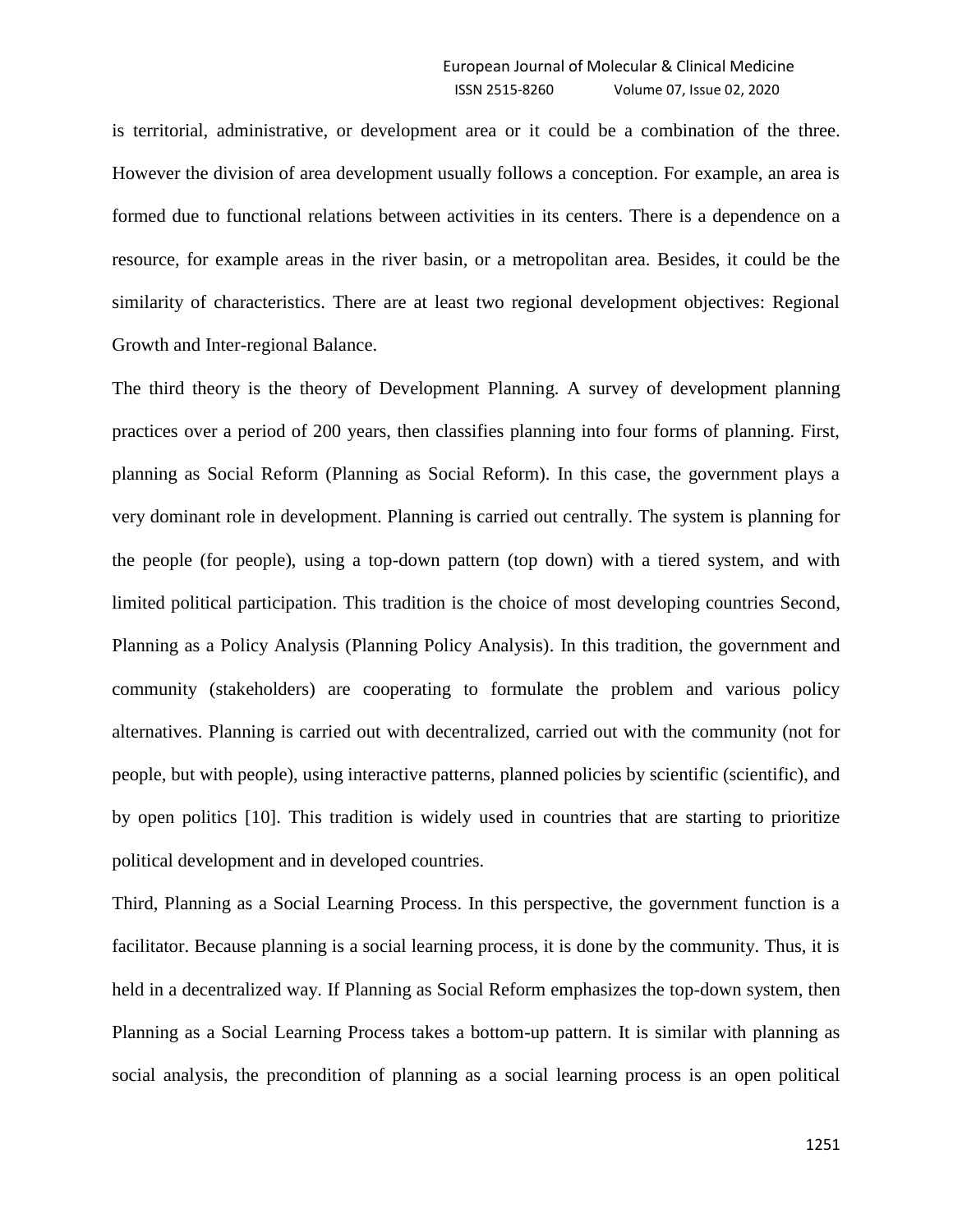is territorial, administrative, or development area or it could be a combination of the three. However the division of area development usually follows a conception. For example, an area is formed due to functional relations between activities in its centers. There is a dependence on a resource, for example areas in the river basin, or a metropolitan area. Besides, it could be the similarity of characteristics. There are at least two regional development objectives: Regional Growth and Inter-regional Balance.

The third theory is the theory of Development Planning. A survey of development planning practices over a period of 200 years, then classifies planning into four forms of planning. First, planning as Social Reform (Planning as Social Reform). In this case, the government plays a very dominant role in development. Planning is carried out centrally. The system is planning for the people (for people), using a top-down pattern (top down) with a tiered system, and with limited political participation. This tradition is the choice of most developing countries Second, Planning as a Policy Analysis (Planning Policy Analysis). In this tradition, the government and community (stakeholders) are cooperating to formulate the problem and various policy alternatives. Planning is carried out with decentralized, carried out with the community (not for people, but with people), using interactive patterns, planned policies by scientific (scientific), and by open politics [10]. This tradition is widely used in countries that are starting to prioritize political development and in developed countries.

Third, Planning as a Social Learning Process. In this perspective, the government function is a facilitator. Because planning is a social learning process, it is done by the community. Thus, it is held in a decentralized way. If Planning as Social Reform emphasizes the top-down system, then Planning as a Social Learning Process takes a bottom-up pattern. It is similar with planning as social analysis, the precondition of planning as a social learning process is an open political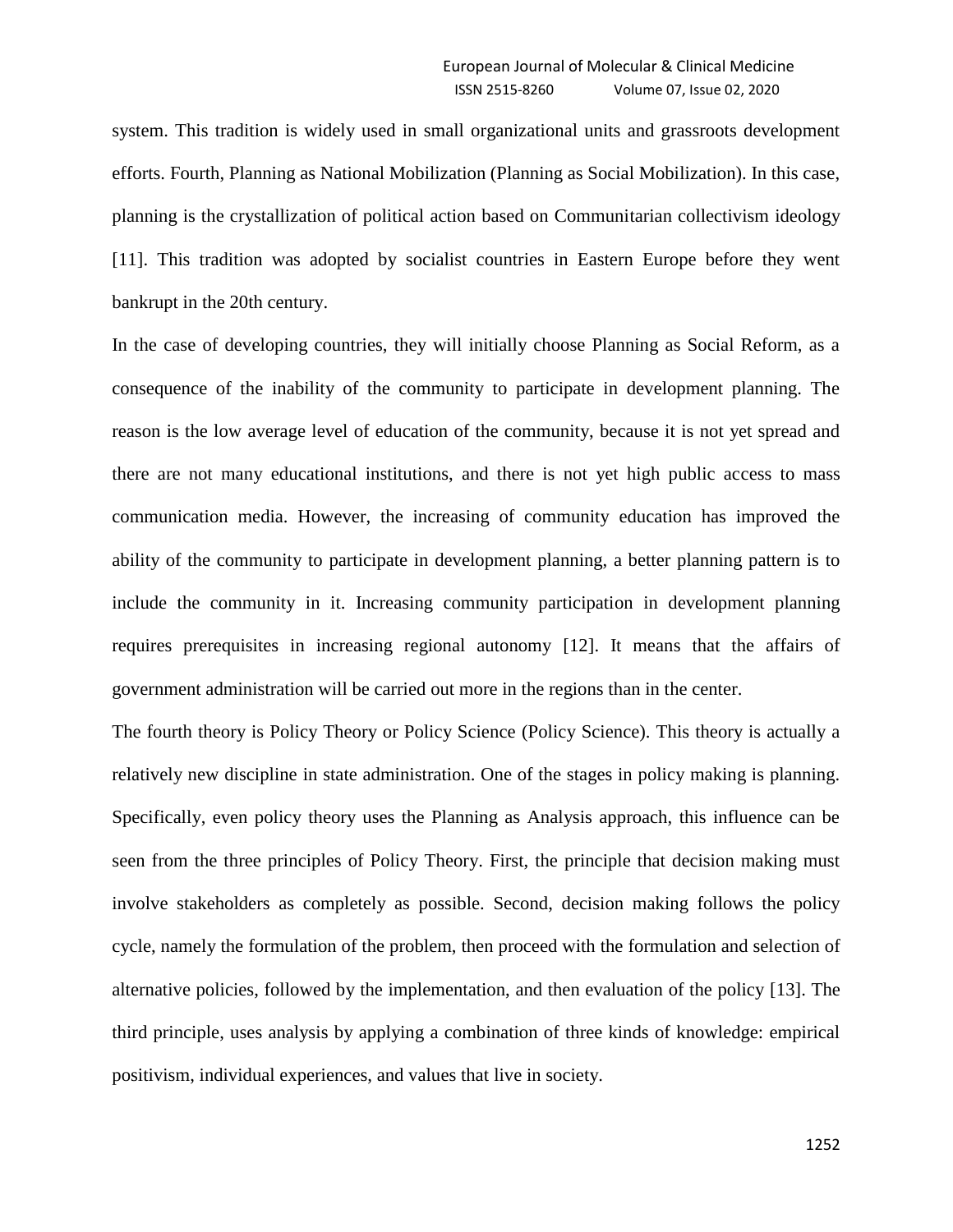system. This tradition is widely used in small organizational units and grassroots development efforts. Fourth, Planning as National Mobilization (Planning as Social Mobilization). In this case, planning is the crystallization of political action based on Communitarian collectivism ideology [11]. This tradition was adopted by socialist countries in Eastern Europe before they went bankrupt in the 20th century.

In the case of developing countries, they will initially choose Planning as Social Reform, as a consequence of the inability of the community to participate in development planning. The reason is the low average level of education of the community, because it is not yet spread and there are not many educational institutions, and there is not yet high public access to mass communication media. However, the increasing of community education has improved the ability of the community to participate in development planning, a better planning pattern is to include the community in it. Increasing community participation in development planning requires prerequisites in increasing regional autonomy [12]. It means that the affairs of government administration will be carried out more in the regions than in the center.

The fourth theory is Policy Theory or Policy Science (Policy Science). This theory is actually a relatively new discipline in state administration. One of the stages in policy making is planning. Specifically, even policy theory uses the Planning as Analysis approach, this influence can be seen from the three principles of Policy Theory. First, the principle that decision making must involve stakeholders as completely as possible. Second, decision making follows the policy cycle, namely the formulation of the problem, then proceed with the formulation and selection of alternative policies, followed by the implementation, and then evaluation of the policy [13]. The third principle, uses analysis by applying a combination of three kinds of knowledge: empirical positivism, individual experiences, and values that live in society.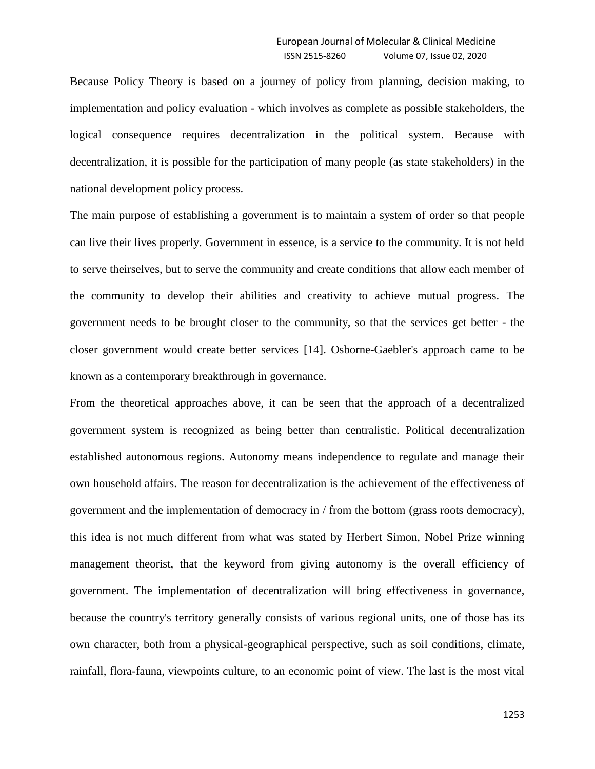Because Policy Theory is based on a journey of policy from planning, decision making, to implementation and policy evaluation - which involves as complete as possible stakeholders, the logical consequence requires decentralization in the political system. Because with decentralization, it is possible for the participation of many people (as state stakeholders) in the national development policy process.

The main purpose of establishing a government is to maintain a system of order so that people can live their lives properly. Government in essence, is a service to the community. It is not held to serve theirselves, but to serve the community and create conditions that allow each member of the community to develop their abilities and creativity to achieve mutual progress. The government needs to be brought closer to the community, so that the services get better - the closer government would create better services [14]. Osborne-Gaebler's approach came to be known as a contemporary breakthrough in governance.

From the theoretical approaches above, it can be seen that the approach of a decentralized government system is recognized as being better than centralistic. Political decentralization established autonomous regions. Autonomy means independence to regulate and manage their own household affairs. The reason for decentralization is the achievement of the effectiveness of government and the implementation of democracy in / from the bottom (grass roots democracy), this idea is not much different from what was stated by Herbert Simon, Nobel Prize winning management theorist, that the keyword from giving autonomy is the overall efficiency of government. The implementation of decentralization will bring effectiveness in governance, because the country's territory generally consists of various regional units, one of those has its own character, both from a physical-geographical perspective, such as soil conditions, climate, rainfall, flora-fauna, viewpoints culture, to an economic point of view. The last is the most vital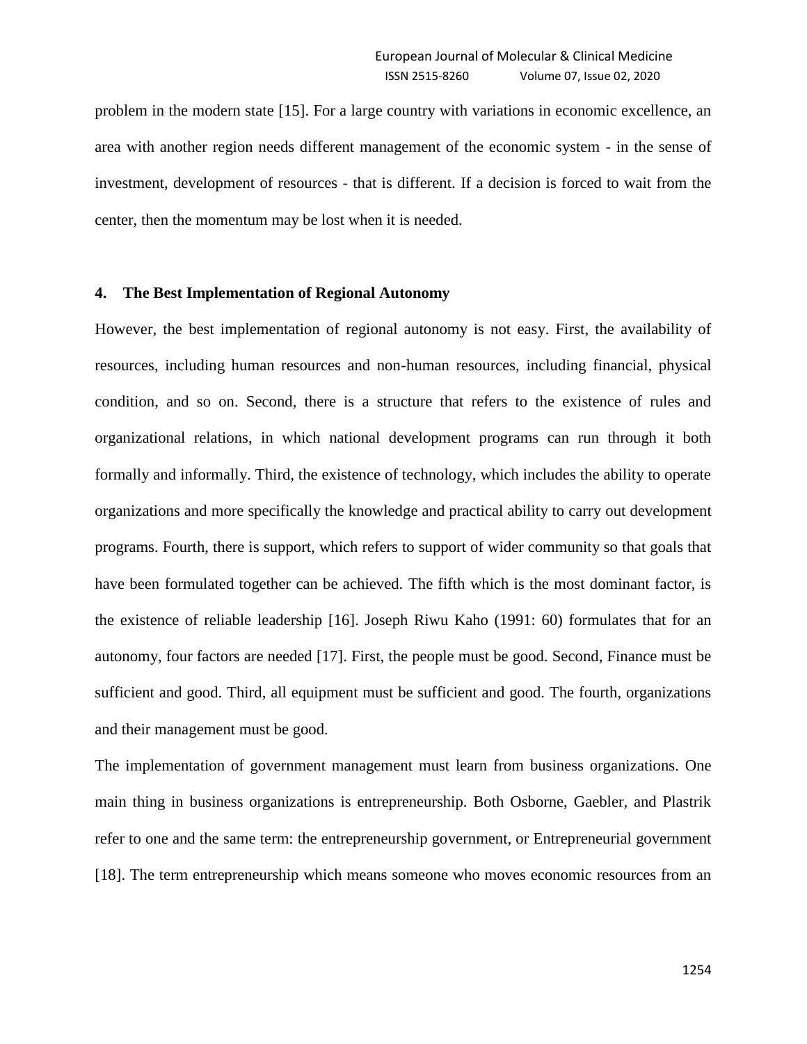problem in the modern state [15]. For a large country with variations in economic excellence, an area with another region needs different management of the economic system - in the sense of investment, development of resources - that is different. If a decision is forced to wait from the center, then the momentum may be lost when it is needed.

## 4. The Best Implementation of Regional Autonomy

However, the best implementation of regional autonomy is not easy. First, the availability of resources, including human resources and non-human resources, including financial, physical condition, and so on. Second, there is a structure that refers to the existence of rules and organizational relations, in which national development programs can run through it both formally and informally. Third, the existence of technology, which includes the ability to operate organizations and more specifically the knowledge and practical ability to carry out development programs. Fourth, there is support, which refers to support of wider community so that goals that have been formulated together can be achieved. The fifth which is the most dominant factor, is the existence of reliable leadership [16]. Joseph Riwu Kaho (1991: 60) formulates that for an autonomy, four factors are needed [17]. First, the people must be good. Second, Finance must be sufficient and good. Third, all equipment must be sufficient and good. The fourth, organizations and their management must be good.

The implementation of government management must learn from business organizations. One main thing in business organizations is entrepreneurship. Both Osborne, Gaebler, and Plastrik refer to one and the same term: the entrepreneurship government, or Entrepreneurial government [18]. The term entrepreneurship which means someone who moves economic resources from an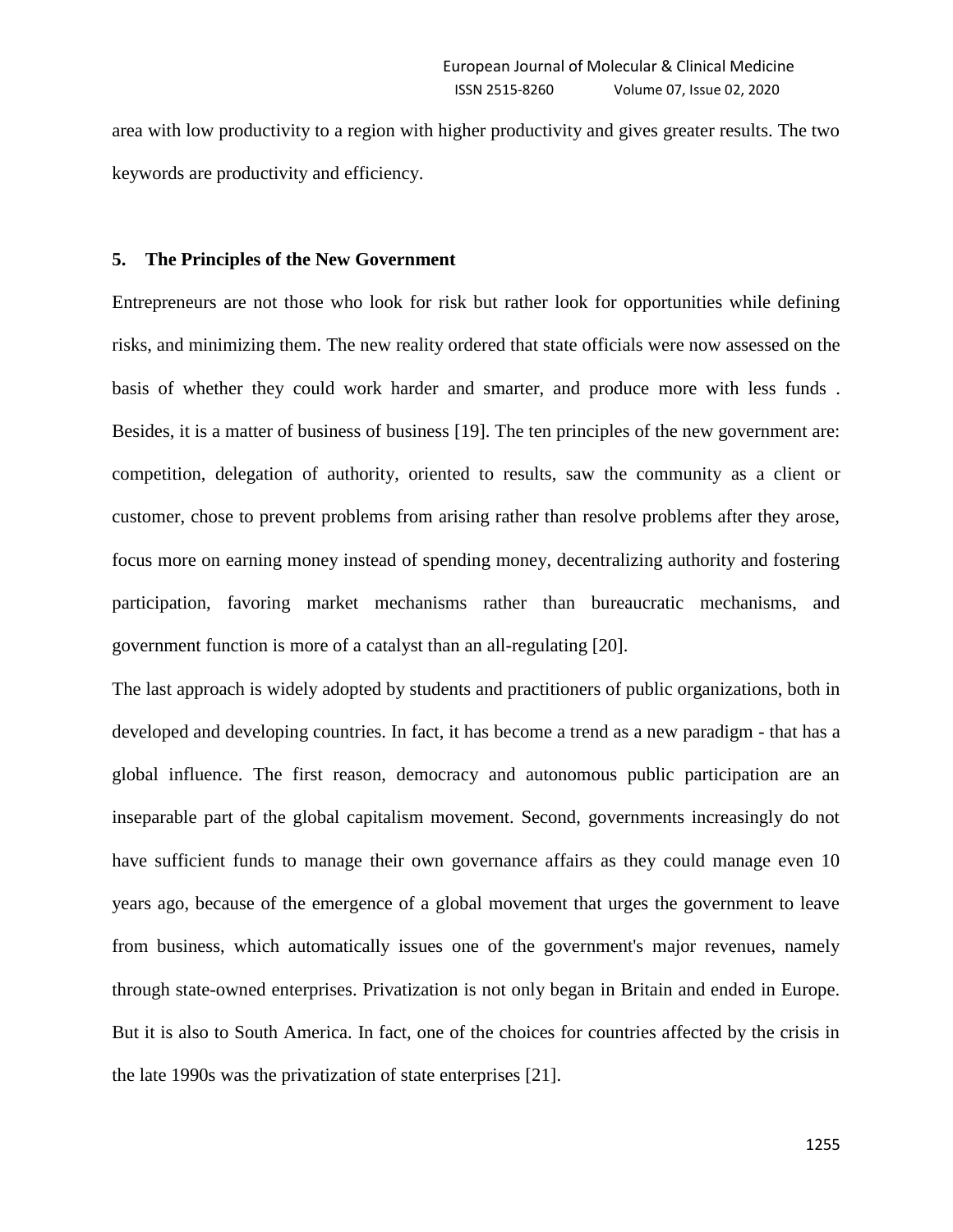area with low productivity to a region with higher productivity and gives greater results. The two keywords are productivity and efficiency.

## 5. The Principles of the New Government

Entrepreneurs are not those who look for risk but rather look for opportunities while defining risks, and minimizing them. The new reality ordered that state officials were now assessed on the basis of whether they could work harder and smarter, and produce more with less funds . Besides, it is a matter of business of business [19]. The ten principles of the new government are: competition, delegation of authority, oriented to results, saw the community as a client or customer, chose to prevent problems from arising rather than resolve problems after they arose, focus more on earning money instead of spending money, decentralizing authority and fostering participation, favoring market mechanisms rather than bureaucratic mechanisms, and government function is more of a catalyst than an all-regulating [20].

The last approach is widely adopted by students and practitioners of public organizations, both in developed and developing countries. In fact, it has become a trend as a new paradigm - that has a global influence. The first reason, democracy and autonomous public participation are an inseparable part of the global capitalism movement. Second, governments increasingly do not have sufficient funds to manage their own governance affairs as they could manage even 10 years ago, because of the emergence of a global movement that urges the government to leave from business, which automatically issues one of the government's major revenues, namely through state-owned enterprises. Privatization is not only began in Britain and ended in Europe. But it is also to South America. In fact, one of the choices for countries affected by the crisis in the late 1990s was the privatization of state enterprises [21].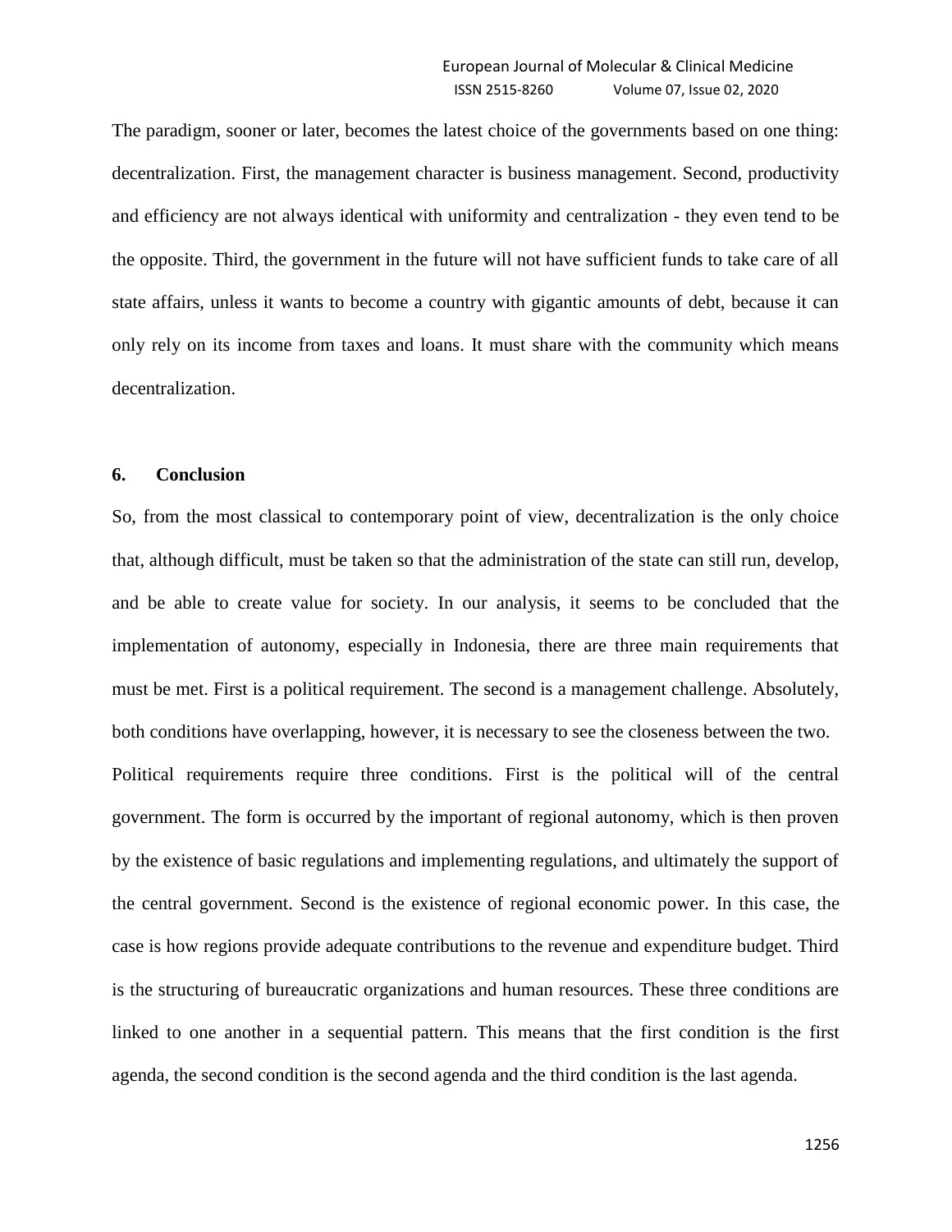The paradigm, sooner or later, becomes the latest choice of the governments based on one thing: decentralization. First, the management character is business management. Second, productivity and efficiency are not always identical with uniformity and centralization - they even tend to be the opposite. Third, the government in the future will not have sufficient funds to take care of all state affairs, unless it wants to become a country with gigantic amounts of debt, because it can only rely on its income from taxes and loans. It must share with the community which means decentralization.

## 6. Conclusion

So, from the most classical to contemporary point of view, decentralization is the only choice that, although difficult, must be taken so that the administration of the state can still run, develop, and be able to create value for society. In our analysis, it seems to be concluded that the implementation of autonomy, especially in Indonesia, there are three main requirements that must be met. First is a political requirement. The second is a management challenge. Absolutely, both conditions have overlapping, however, it is necessary to see the closeness between the two.

Political requirements require three conditions. First is the political will of the central government. The form is occurred by the important of regional autonomy, which is then proven by the existence of basic regulations and implementing regulations, and ultimately the support of the central government. Second is the existence of regional economic power. In this case, the case is how regions provide adequate contributions to the revenue and expenditure budget. Third is the structuring of bureaucratic organizations and human resources. These three conditions are linked to one another in a sequential pattern. This means that the first condition is the first agenda, the second condition is the second agenda and the third condition is the last agenda.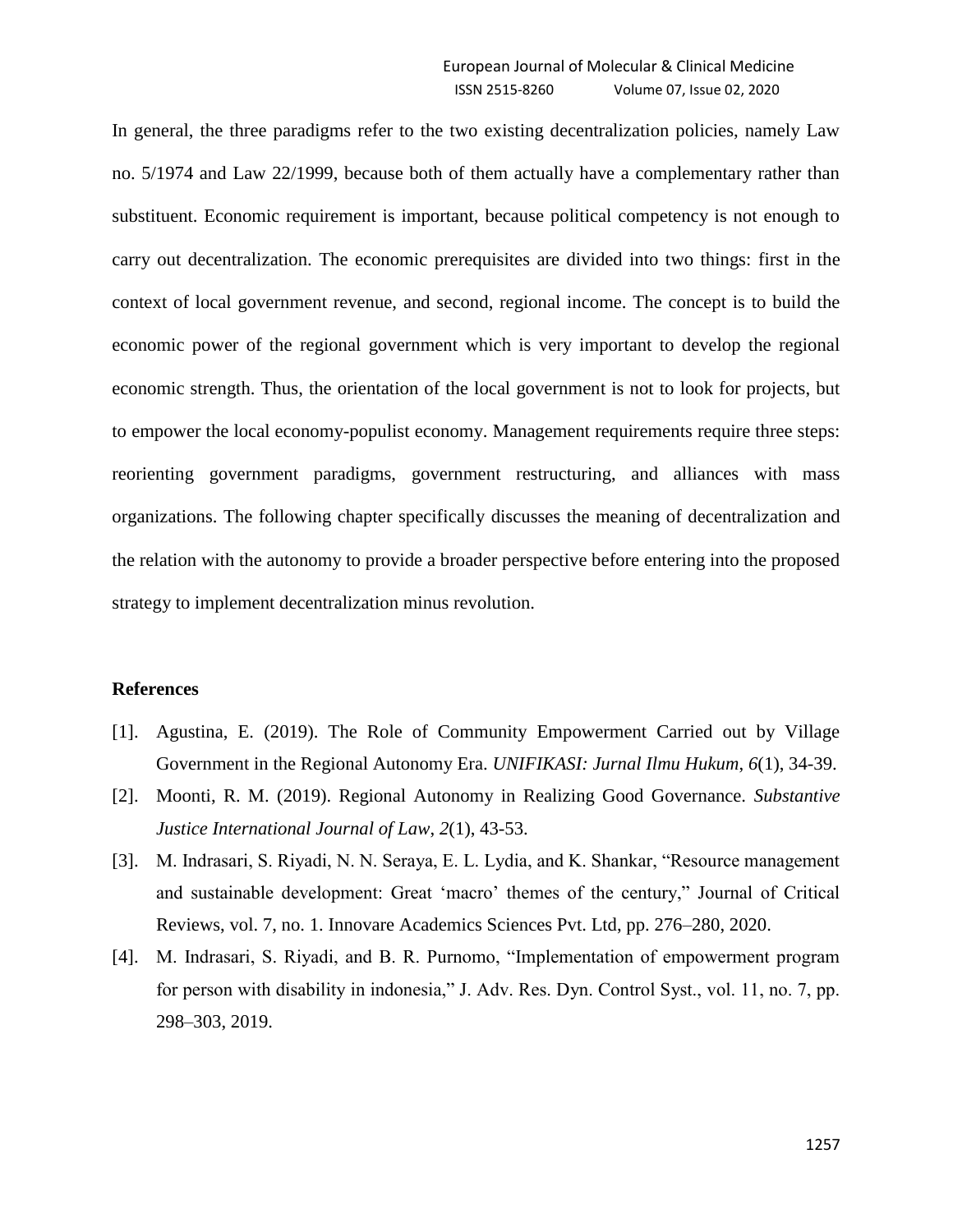In general, the three paradigms refer to the two existing decentralization policies, namely Law no. 5/1974 and Law 22/1999, because both of them actually have a complementary rather than substituent. Economic requirement is important, because political competency is not enough to carry out decentralization. The economic prerequisites are divided into two things: first in the context of local government revenue, and second, regional income. The concept is to build the economic power of the regional government which is very important to develop the regional economic strength. Thus, the orientation of the local government is not to look for projects, but to empower the local economy-populist economy. Management requirements require three steps: reorienting government paradigms, government restructuring, and alliances with mass organizations. The following chapter specifically discusses the meaning of decentralization and the relation with the autonomy to provide a broader perspective before entering into the proposed strategy to implement decentralization minus revolution.

## References

[1]. Agustina, E. (2019). The Role of Community Empowerment Carried out by Village Government in the Regional Autonomy Era. *UNIFIKASI: Jurnal Ilmu Hukum*, *6*(1), 34-39.

[2]. Moonti, R. M. (2019). Regional Autonomy in Realizing Good Governance. *Substantive Justice International Journal of Law*, *2*(1), 43-53.

[3]. M. Indrasari, S. Riyadi, N. N. Seraya, E. L. Lydia, and K. Shankar, "Resource management and sustainable development: Great 'macro' themes of the century," Journal of Critical Reviews, vol. 7, no. 1. Innovare Academics Sciences Pvt. Ltd, pp. 276–280, 2020.

[4]. M. Indrasari, S. Riyadi, and B. R. Purnomo, "Implementation of empowerment program for person with disability in indonesia," J. Adv. Res. Dyn. Control Syst., vol. 11, no. 7, pp. 298–303, 2019.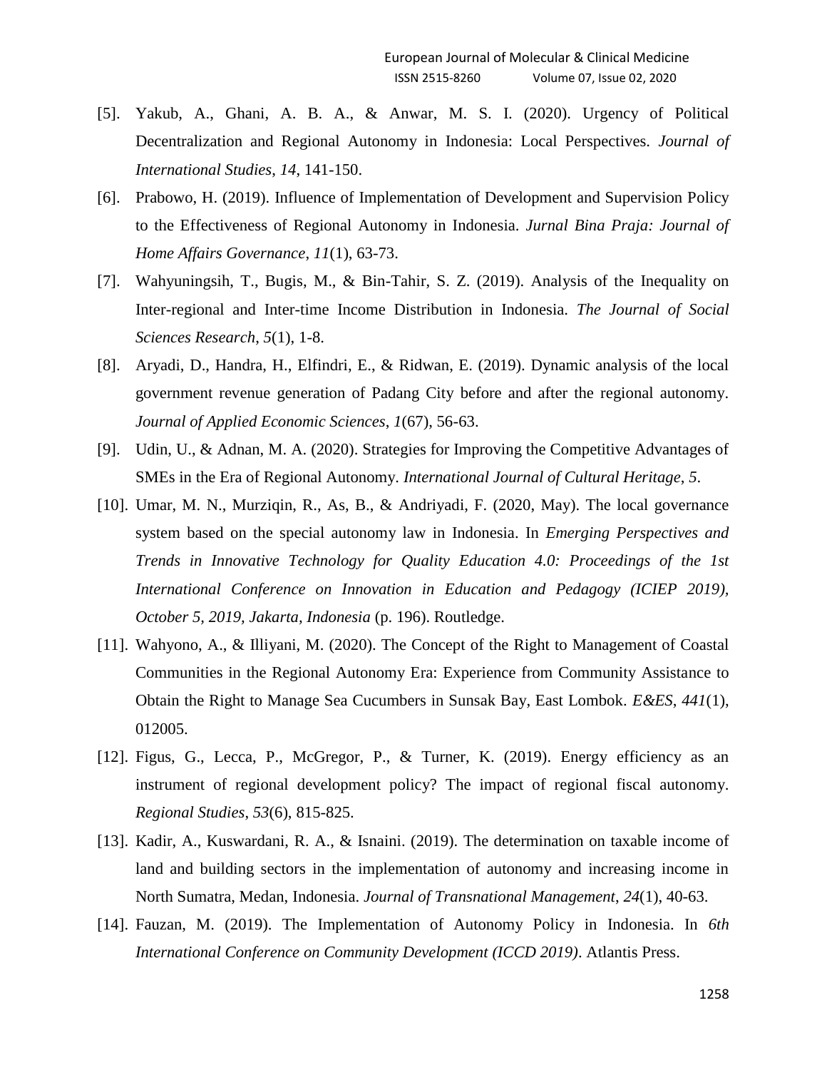[5]. Yakub, A., Ghani, A. B. A., & Anwar, M. S. I. (2020). Urgency of Political Decentralization and Regional Autonomy in Indonesia: Local Perspectives. *Journal of International Studies*, *14*, 141-150.

[6]. Prabowo, H. (2019). Influence of Implementation of Development and Supervision Policy to the Effectiveness of Regional Autonomy in Indonesia. *Jurnal Bina Praja: Journal of Home Affairs Governance*, *11*(1), 63-73.

[7]. Wahyuningsih, T., Bugis, M., & Bin-Tahir, S. Z. (2019). Analysis of the Inequality on Inter-regional and Inter-time Income Distribution in Indonesia. *The Journal of Social Sciences Research*, *5*(1), 1-8.

[8]. Aryadi, D., Handra, H., Elfindri, E., & Ridwan, E. (2019). Dynamic analysis of the local government revenue generation of Padang City before and after the regional autonomy. *Journal of Applied Economic Sciences*, *1*(67), 56-63.

[9]. Udin, U., & Adnan, M. A. (2020). Strategies for Improving the Competitive Advantages of SMEs in the Era of Regional Autonomy. *International Journal of Cultural Heritage*, *5*.

[10]. Umar, M. N., Murziqin, R., As, B., & Andriyadi, F. (2020, May). The local governance system based on the special autonomy law in Indonesia. In *Emerging Perspectives and Trends in Innovative Technology for Quality Education 4.0: Proceedings of the 1st International Conference on Innovation in Education and Pedagogy (ICIEP 2019), October 5, 2019, Jakarta, Indonesia* (p. 196). Routledge.

[11]. Wahyono, A., & Illiyani, M. (2020). The Concept of the Right to Management of Coastal Communities in the Regional Autonomy Era: Experience from Community Assistance to Obtain the Right to Manage Sea Cucumbers in Sunsak Bay, East Lombok. *E&ES*, *441*(1), 012005.

[12]. Figus, G., Lecca, P., McGregor, P., & Turner, K. (2019). Energy efficiency as an instrument of regional development policy? The impact of regional fiscal autonomy. *Regional Studies*, *53*(6), 815-825.

[13]. Kadir, A., Kuswardani, R. A., & Isnaini. (2019). The determination on taxable income of land and building sectors in the implementation of autonomy and increasing income in North Sumatra, Medan, Indonesia. *Journal of Transnational Management*, *24*(1), 40-63.

[14]. Fauzan, M. (2019). The Implementation of Autonomy Policy in Indonesia. In *6th International Conference on Community Development (ICCD 2019)*. Atlantis Press.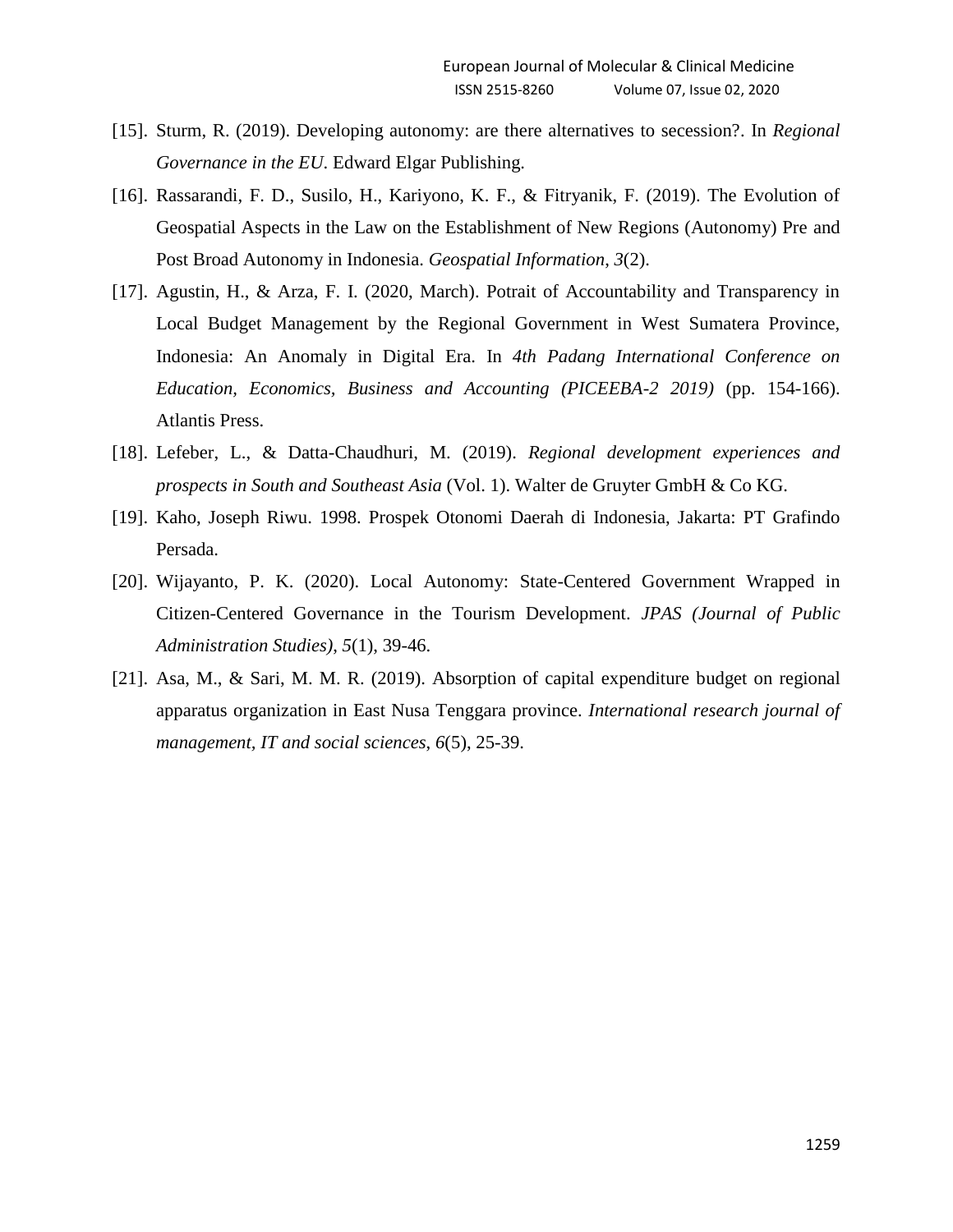[15]. Sturm, R. (2019). Developing autonomy: are there alternatives to secession?. In *Regional Governance in the EU*. Edward Elgar Publishing.

[16]. Rassarandi, F. D., Susilo, H., Kariyono, K. F., & Fitryanik, F. (2019). The Evolution of Geospatial Aspects in the Law on the Establishment of New Regions (Autonomy) Pre and Post Broad Autonomy in Indonesia. *Geospatial Information*, *3*(2).

[17]. Agustin, H., & Arza, F. I. (2020, March). Potrait of Accountability and Transparency in Local Budget Management by the Regional Government in West Sumatera Province, Indonesia: An Anomaly in Digital Era. In *4th Padang International Conference on Education, Economics, Business and Accounting (PICEEBA-2 2019)* (pp. 154-166). Atlantis Press.

[18]. Lefeber, L., & Datta-Chaudhuri, M. (2019). *Regional development experiences and prospects in South and Southeast Asia* (Vol. 1). Walter de Gruyter GmbH & Co KG.

[19]. Kaho, Joseph Riwu. 1998. Prospek Otonomi Daerah di Indonesia, Jakarta: PT Grafindo Persada.

[20]. Wijayanto, P. K. (2020). Local Autonomy: State-Centered Government Wrapped in Citizen-Centered Governance in the Tourism Development. *JPAS (Journal of Public Administration Studies)*, *5*(1), 39-46.

[21]. Asa, M., & Sari, M. M. R. (2019). Absorption of capital expenditure budget on regional apparatus organization in East Nusa Tenggara province. *International research journal of management, IT and social sciences*, *6*(5), 25-39.